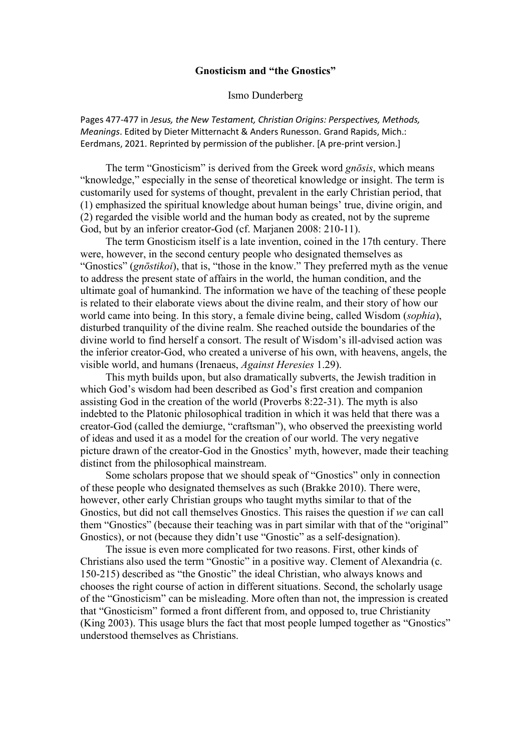# Gnosticism and "the Gnostics"

Ismo Dunderberg

Pages 477-477 in *Jesus, the New Testament, Christian Origins: Perspectives, Methods, Meanings*. Edited by Dieter Mitternacht & Anders Runesson. Grand Rapids, Mich.: Eerdmans, 2021. Reprinted by permission of the publisher. [A pre-print version.]

The term "Gnosticism" is derived from the Greek word *gnōsis*, which means "knowledge," especially in the sense of theoretical knowledge or insight. The term is customarily used for systems of thought, prevalent in the early Christian period, that (1) emphasized the spiritual knowledge about human beings' true, divine origin, and (2) regarded the visible world and the human body as created, not by the supreme God, but by an inferior creator-God (cf. Marjanen 2008: 210-11).

The term Gnosticism itself is a late invention, coined in the 17th century. There were, however, in the second century people who designated themselves as "Gnostics" (*gnōstikoi*), that is, "those in the know." They preferred myth as the venue to address the present state of affairs in the world, the human condition, and the ultimate goal of humankind. The information we have of the teaching of these people is related to their elaborate views about the divine realm, and their story of how our world came into being. In this story, a female divine being, called Wisdom (*sophia*), disturbed tranquility of the divine realm. She reached outside the boundaries of the divine world to find herself a consort. The result of Wisdom's ill-advised action was the inferior creator-God, who created a universe of his own, with heavens, angels, the visible world, and humans (Irenaeus, *Against Heresies* 1.29).

This myth builds upon, but also dramatically subverts, the Jewish tradition in which God's wisdom had been described as God's first creation and companion assisting God in the creation of the world (Proverbs 8:22-31). The myth is also indebted to the Platonic philosophical tradition in which it was held that there was a creator-God (called the demiurge, "craftsman"), who observed the preexisting world of ideas and used it as a model for the creation of our world. The very negative picture drawn of the creator-God in the Gnostics' myth, however, made their teaching distinct from the philosophical mainstream.

Some scholars propose that we should speak of "Gnostics" only in connection of these people who designated themselves as such (Brakke 2010). There were, however, other early Christian groups who taught myths similar to that of the Gnostics, but did not call themselves Gnostics. This raises the question if *we* can call them "Gnostics" (because their teaching was in part similar with that of the "original" Gnostics), or not (because they didn't use "Gnostic" as a self-designation).

The issue is even more complicated for two reasons. First, other kinds of Christians also used the term "Gnostic" in a positive way. Clement of Alexandria (c. 150-215) described as "the Gnostic" the ideal Christian, who always knows and chooses the right course of action in different situations. Second, the scholarly usage of the "Gnosticism" can be misleading. More often than not, the impression is created that "Gnosticism" formed a front different from, and opposed to, true Christianity (King 2003). This usage blurs the fact that most people lumped together as "Gnostics" understood themselves as Christians.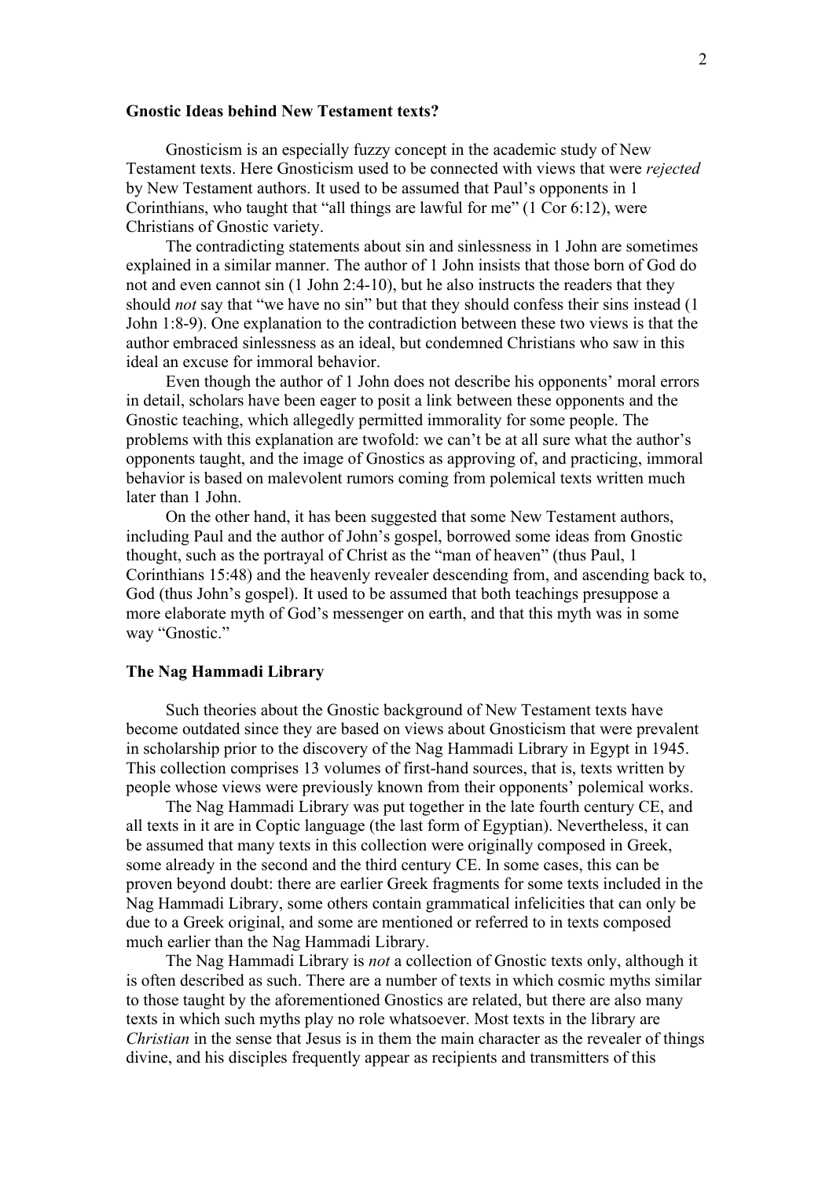### Gnostic Ideas behind New Testament texts?

Gnosticism is an especially fuzzy concept in the academic study of New Testament texts. Here Gnosticism used to be connected with views that were *rejected* by New Testament authors. It used to be assumed that Paul's opponents in 1 Corinthians, who taught that "all things are lawful for me" (1 Cor 6:12), were Christians of Gnostic variety.

The contradicting statements about sin and sinlessness in 1 John are sometimes explained in a similar manner. The author of 1 John insists that those born of God do not and even cannot sin (1 John 2:4-10), but he also instructs the readers that they should *not* say that "we have no sin" but that they should confess their sins instead (1 John 1:8-9). One explanation to the contradiction between these two views is that the author embraced sinlessness as an ideal, but condemned Christians who saw in this ideal an excuse for immoral behavior.

Even though the author of 1 John does not describe his opponents' moral errors in detail, scholars have been eager to posit a link between these opponents and the Gnostic teaching, which allegedly permitted immorality for some people. The problems with this explanation are twofold: we can't be at all sure what the author's opponents taught, and the image of Gnostics as approving of, and practicing, immoral behavior is based on malevolent rumors coming from polemical texts written much later than 1 John.

On the other hand, it has been suggested that some New Testament authors, including Paul and the author of John's gospel, borrowed some ideas from Gnostic thought, such as the portrayal of Christ as the "man of heaven" (thus Paul, 1 Corinthians 15:48) and the heavenly revealer descending from, and ascending back to, God (thus John's gospel). It used to be assumed that both teachings presuppose a more elaborate myth of God's messenger on earth, and that this myth was in some way "Gnostic."

### The Nag Hammadi Library

Such theories about the Gnostic background of New Testament texts have become outdated since they are based on views about Gnosticism that were prevalent in scholarship prior to the discovery of the Nag Hammadi Library in Egypt in 1945. This collection comprises 13 volumes of first-hand sources, that is, texts written by people whose views were previously known from their opponents' polemical works.

The Nag Hammadi Library was put together in the late fourth century CE, and all texts in it are in Coptic language (the last form of Egyptian). Nevertheless, it can be assumed that many texts in this collection were originally composed in Greek, some already in the second and the third century CE. In some cases, this can be proven beyond doubt: there are earlier Greek fragments for some texts included in the Nag Hammadi Library, some others contain grammatical infelicities that can only be due to a Greek original, and some are mentioned or referred to in texts composed much earlier than the Nag Hammadi Library.

The Nag Hammadi Library is *not* a collection of Gnostic texts only, although it is often described as such. There are a number of texts in which cosmic myths similar to those taught by the aforementioned Gnostics are related, but there are also many texts in which such myths play no role whatsoever. Most texts in the library are *Christian* in the sense that Jesus is in them the main character as the revealer of things divine, and his disciples frequently appear as recipients and transmitters of this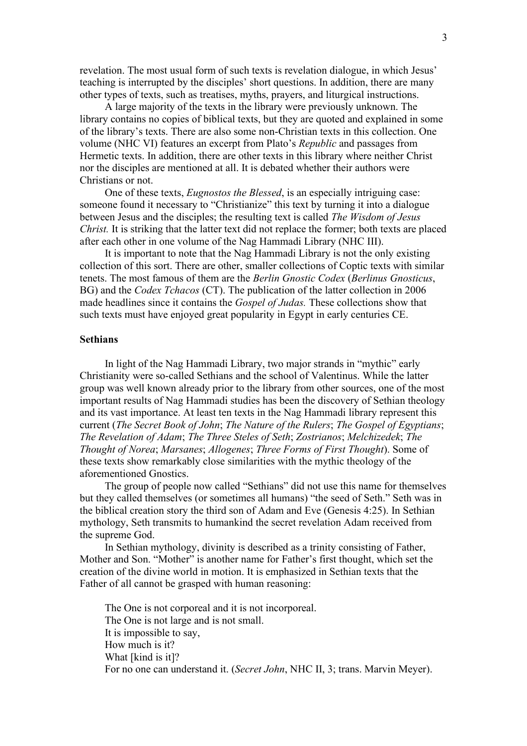revelation. The most usual form of such texts is revelation dialogue, in which Jesus' teaching is interrupted by the disciples' short questions. In addition, there are many other types of texts, such as treatises, myths, prayers, and liturgical instructions.

A large majority of the texts in the library were previously unknown. The library contains no copies of biblical texts, but they are quoted and explained in some of the library's texts. There are also some non-Christian texts in this collection. One volume (NHC VI) features an excerpt from Plato's *Republic* and passages from Hermetic texts. In addition, there are other texts in this library where neither Christ nor the disciples are mentioned at all. It is debated whether their authors were Christians or not.

One of these texts, *Eugnostos the Blessed*, is an especially intriguing case: someone found it necessary to "Christianize" this text by turning it into a dialogue between Jesus and the disciples; the resulting text is called *The Wisdom of Jesus Christ.* It is striking that the latter text did not replace the former; both texts are placed after each other in one volume of the Nag Hammadi Library (NHC III).

It is important to note that the Nag Hammadi Library is not the only existing collection of this sort. There are other, smaller collections of Coptic texts with similar tenets. The most famous of them are the *Berlin Gnostic Codex* (*Berlinus Gnosticus*, BG) and the *Codex Tchacos* (CT). The publication of the latter collection in 2006 made headlines since it contains the *Gospel of Judas.* These collections show that such texts must have enjoyed great popularity in Egypt in early centuries CE.

## Sethians

In light of the Nag Hammadi Library, two major strands in "mythic" early Christianity were so-called Sethians and the school of Valentinus. While the latter group was well known already prior to the library from other sources, one of the most important results of Nag Hammadi studies has been the discovery of Sethian theology and its vast importance. At least ten texts in the Nag Hammadi library represent this current (*The Secret Book of John*; *The Nature of the Rulers*; *The Gospel of Egyptians*; *The Revelation of Adam*; *The Three Steles of Seth*; *Zostrianos*; *Melchizedek*; *The Thought of Norea*; *Marsanes*; *Allogenes*; *Three Forms of First Thought*). Some of these texts show remarkably close similarities with the mythic theology of the aforementioned Gnostics.

The group of people now called "Sethians" did not use this name for themselves but they called themselves (or sometimes all humans) "the seed of Seth." Seth was in the biblical creation story the third son of Adam and Eve (Genesis 4:25). In Sethian mythology, Seth transmits to humankind the secret revelation Adam received from the supreme God.

In Sethian mythology, divinity is described as a trinity consisting of Father, Mother and Son. "Mother" is another name for Father's first thought, which set the creation of the divine world in motion. It is emphasized in Sethian texts that the Father of all cannot be grasped with human reasoning:

> The One is not corporeal and it is not incorporeal.
> The One is not large and is not small.
> It is impossible to say,
> How much is it?
> What [kind is it]?
> For no one can understand it. (*Secret John*, NHC II, 3; trans. Marvin Meyer).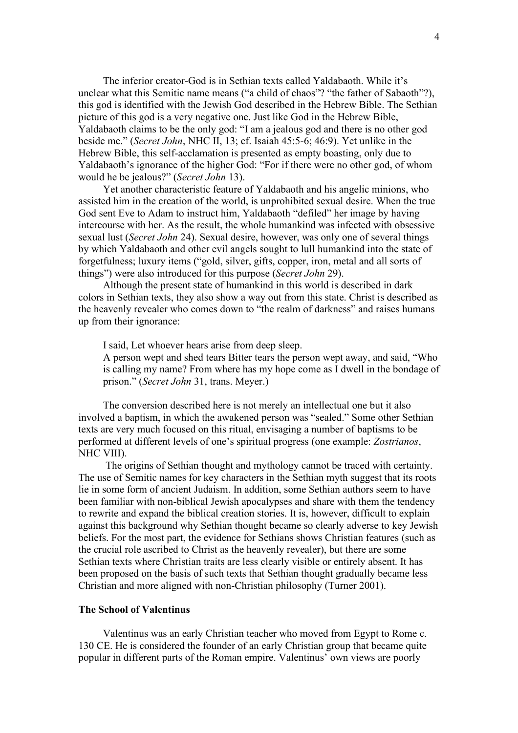The inferior creator-God is in Sethian texts called Yaldabaoth. While it's unclear what this Semitic name means ("a child of chaos"? "the father of Sabaoth"?), this god is identified with the Jewish God described in the Hebrew Bible. The Sethian picture of this god is a very negative one. Just like God in the Hebrew Bible, Yaldabaoth claims to be the only god: "I am a jealous god and there is no other god beside me." (*Secret John*, NHC II, 13; cf. Isaiah 45:5-6; 46:9). Yet unlike in the Hebrew Bible, this self-acclamation is presented as empty boasting, only due to Yaldabaoth's ignorance of the higher God: "For if there were no other god, of whom would he be jealous?" (*Secret John* 13).

Yet another characteristic feature of Yaldabaoth and his angelic minions, who assisted him in the creation of the world, is unprohibited sexual desire. When the true God sent Eve to Adam to instruct him, Yaldabaoth "defiled" her image by having intercourse with her. As the result, the whole humankind was infected with obsessive sexual lust (*Secret John* 24). Sexual desire, however, was only one of several things by which Yaldabaoth and other evil angels sought to lull humankind into the state of forgetfulness; luxury items ("gold, silver, gifts, copper, iron, metal and all sorts of things") were also introduced for this purpose (*Secret John* 29).

Although the present state of humankind in this world is described in dark colors in Sethian texts, they also show a way out from this state. Christ is described as the heavenly revealer who comes down to "the realm of darkness" and raises humans up from their ignorance:

> I said, Let whoever hears arise from deep sleep.
> A person wept and shed tears Bitter tears the person wept away, and said, "Who is calling my name? From where has my hope come as I dwell in the bondage of prison." (*Secret John* 31, trans. Meyer.)

The conversion described here is not merely an intellectual one but it also involved a baptism, in which the awakened person was "sealed." Some other Sethian texts are very much focused on this ritual, envisaging a number of baptisms to be performed at different levels of one's spiritual progress (one example: *Zostrianos*, NHC VIII).

The origins of Sethian thought and mythology cannot be traced with certainty. The use of Semitic names for key characters in the Sethian myth suggest that its roots lie in some form of ancient Judaism. In addition, some Sethian authors seem to have been familiar with non-biblical Jewish apocalypses and share with them the tendency to rewrite and expand the biblical creation stories. It is, however, difficult to explain against this background why Sethian thought became so clearly adverse to key Jewish beliefs. For the most part, the evidence for Sethians shows Christian features (such as the crucial role ascribed to Christ as the heavenly revealer), but there are some Sethian texts where Christian traits are less clearly visible or entirely absent. It has been proposed on the basis of such texts that Sethian thought gradually became less Christian and more aligned with non-Christian philosophy (Turner 2001).

**The School of Valentinus**

Valentinus was an early Christian teacher who moved from Egypt to Rome c. 130 CE. He is considered the founder of an early Christian group that became quite popular in different parts of the Roman empire. Valentinus' own views are poorly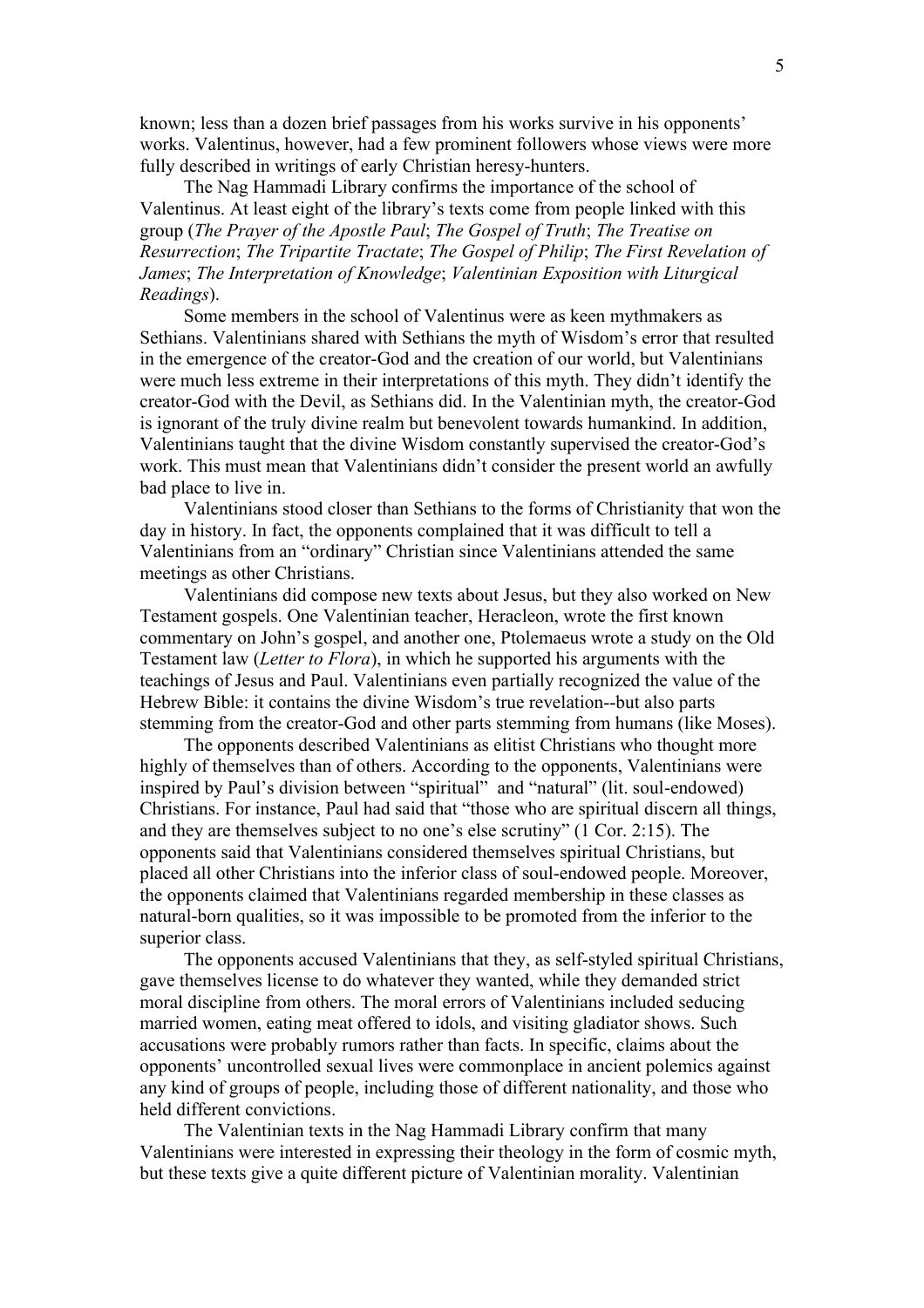known; less than a dozen brief passages from his works survive in his opponents' works. Valentinus, however, had a few prominent followers whose views were more fully described in writings of early Christian heresy-hunters.

The Nag Hammadi Library confirms the importance of the school of Valentinus. At least eight of the library's texts come from people linked with this group (*The Prayer of the Apostle Paul*; *The Gospel of Truth*; *The Treatise on Resurrection*; *The Tripartite Tractate*; *The Gospel of Philip*; *The First Revelation of James*; *The Interpretation of Knowledge*; *Valentinian Exposition with Liturgical Readings*).

Some members in the school of Valentinus were as keen mythmakers as Sethians. Valentinians shared with Sethians the myth of Wisdom's error that resulted in the emergence of the creator-God and the creation of our world, but Valentinians were much less extreme in their interpretations of this myth. They didn't identify the creator-God with the Devil, as Sethians did. In the Valentinian myth, the creator-God is ignorant of the truly divine realm but benevolent towards humankind. In addition, Valentinians taught that the divine Wisdom constantly supervised the creator-God's work. This must mean that Valentinians didn't consider the present world an awfully bad place to live in.

Valentinians stood closer than Sethians to the forms of Christianity that won the day in history. In fact, the opponents complained that it was difficult to tell a Valentinians from an "ordinary" Christian since Valentinians attended the same meetings as other Christians.

Valentinians did compose new texts about Jesus, but they also worked on New Testament gospels. One Valentinian teacher, Heracleon, wrote the first known commentary on John's gospel, and another one, Ptolemaeus wrote a study on the Old Testament law (*Letter to Flora*), in which he supported his arguments with the teachings of Jesus and Paul. Valentinians even partially recognized the value of the Hebrew Bible: it contains the divine Wisdom's true revelation--but also parts stemming from the creator-God and other parts stemming from humans (like Moses).

The opponents described Valentinians as elitist Christians who thought more highly of themselves than of others. According to the opponents, Valentinians were inspired by Paul's division between "spiritual" and "natural" (lit. soul-endowed) Christians. For instance, Paul had said that "those who are spiritual discern all things, and they are themselves subject to no one's else scrutiny" (1 Cor. 2:15). The opponents said that Valentinians considered themselves spiritual Christians, but placed all other Christians into the inferior class of soul-endowed people. Moreover, the opponents claimed that Valentinians regarded membership in these classes as natural-born qualities, so it was impossible to be promoted from the inferior to the superior class.

The opponents accused Valentinians that they, as self-styled spiritual Christians, gave themselves license to do whatever they wanted, while they demanded strict moral discipline from others. The moral errors of Valentinians included seducing married women, eating meat offered to idols, and visiting gladiator shows. Such accusations were probably rumors rather than facts. In specific, claims about the opponents' uncontrolled sexual lives were commonplace in ancient polemics against any kind of groups of people, including those of different nationality, and those who held different convictions.

The Valentinian texts in the Nag Hammadi Library confirm that many Valentinians were interested in expressing their theology in the form of cosmic myth, but these texts give a quite different picture of Valentinian morality. Valentinian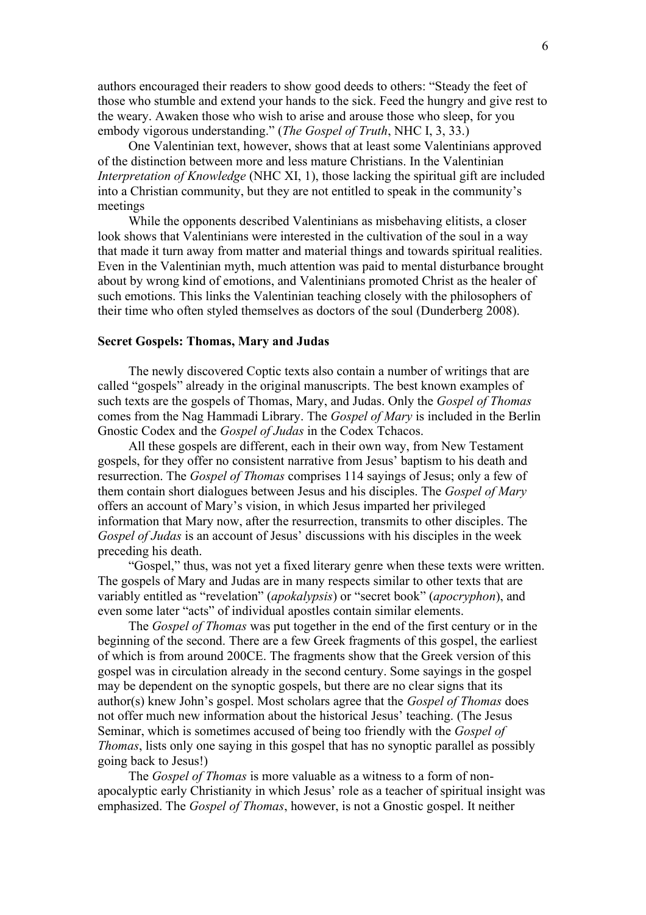authors encouraged their readers to show good deeds to others: "Steady the feet of those who stumble and extend your hands to the sick. Feed the hungry and give rest to the weary. Awaken those who wish to arise and arouse those who sleep, for you embody vigorous understanding." (*The Gospel of Truth*, NHC I, 3, 33.)

One Valentinian text, however, shows that at least some Valentinians approved of the distinction between more and less mature Christians. In the Valentinian *Interpretation of Knowledge* (NHC XI, 1), those lacking the spiritual gift are included into a Christian community, but they are not entitled to speak in the community's meetings

While the opponents described Valentinians as misbehaving elitists, a closer look shows that Valentinians were interested in the cultivation of the soul in a way that made it turn away from matter and material things and towards spiritual realities. Even in the Valentinian myth, much attention was paid to mental disturbance brought about by wrong kind of emotions, and Valentinians promoted Christ as the healer of such emotions. This links the Valentinian teaching closely with the philosophers of their time who often styled themselves as doctors of the soul (Dunderberg 2008).

**Secret Gospels: Thomas, Mary and Judas**

The newly discovered Coptic texts also contain a number of writings that are called "gospels" already in the original manuscripts. The best known examples of such texts are the gospels of Thomas, Mary, and Judas. Only the *Gospel of Thomas* comes from the Nag Hammadi Library. The *Gospel of Mary* is included in the Berlin Gnostic Codex and the *Gospel of Judas* in the Codex Tchacos.

All these gospels are different, each in their own way, from New Testament gospels, for they offer no consistent narrative from Jesus' baptism to his death and resurrection. The *Gospel of Thomas* comprises 114 sayings of Jesus; only a few of them contain short dialogues between Jesus and his disciples. The *Gospel of Mary* offers an account of Mary's vision, in which Jesus imparted her privileged information that Mary now, after the resurrection, transmits to other disciples. The *Gospel of Judas* is an account of Jesus' discussions with his disciples in the week preceding his death.

"Gospel," thus, was not yet a fixed literary genre when these texts were written. The gospels of Mary and Judas are in many respects similar to other texts that are variably entitled as "revelation" (*apokalypsis*) or "secret book" (*apocryphon*), and even some later "acts" of individual apostles contain similar elements.

The *Gospel of Thomas* was put together in the end of the first century or in the beginning of the second. There are a few Greek fragments of this gospel, the earliest of which is from around 200CE. The fragments show that the Greek version of this gospel was in circulation already in the second century. Some sayings in the gospel may be dependent on the synoptic gospels, but there are no clear signs that its author(s) knew John's gospel. Most scholars agree that the *Gospel of Thomas* does not offer much new information about the historical Jesus' teaching. (The Jesus Seminar, which is sometimes accused of being too friendly with the *Gospel of Thomas*, lists only one saying in this gospel that has no synoptic parallel as possibly going back to Jesus!)

The *Gospel of Thomas* is more valuable as a witness to a form of non-apocalyptic early Christianity in which Jesus' role as a teacher of spiritual insight was emphasized. The *Gospel of Thomas*, however, is not a Gnostic gospel. It neither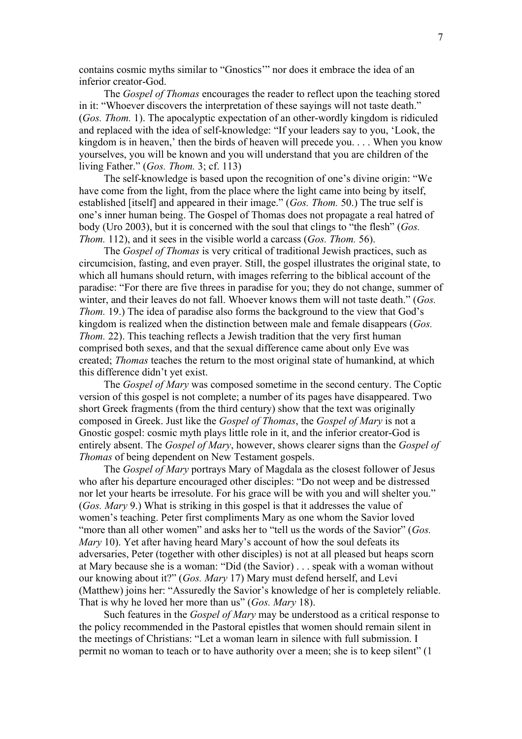contains cosmic myths similar to "Gnostics'" nor does it embrace the idea of an inferior creator-God.

The *Gospel of Thomas* encourages the reader to reflect upon the teaching stored in it: "Whoever discovers the interpretation of these sayings will not taste death." (*Gos. Thom.* 1). The apocalyptic expectation of an other-wordly kingdom is ridiculed and replaced with the idea of self-knowledge: "If your leaders say to you, 'Look, the kingdom is in heaven,' then the birds of heaven will precede you. . . . When you know yourselves, you will be known and you will understand that you are children of the living Father." (*Gos. Thom.* 3; cf. 113)

The self-knowledge is based upon the recognition of one's divine origin: "We have come from the light, from the place where the light came into being by itself, established [itself] and appeared in their image." (*Gos. Thom.* 50.) The true self is one's inner human being. The Gospel of Thomas does not propagate a real hatred of body (Uro 2003), but it is concerned with the soul that clings to "the flesh" (*Gos. Thom.* 112), and it sees in the visible world a carcass (*Gos. Thom.* 56).

The *Gospel of Thomas* is very critical of traditional Jewish practices, such as circumcision, fasting, and even prayer. Still, the gospel illustrates the original state, to which all humans should return, with images referring to the biblical account of the paradise: "For there are five threes in paradise for you; they do not change, summer of winter, and their leaves do not fall. Whoever knows them will not taste death." (*Gos. Thom.* 19.) The idea of paradise also forms the background to the view that God's kingdom is realized when the distinction between male and female disappears (*Gos. Thom.* 22). This teaching reflects a Jewish tradition that the very first human comprised both sexes, and that the sexual difference came about only Eve was created; *Thomas* teaches the return to the most original state of humankind, at which this difference didn't yet exist.

The *Gospel of Mary* was composed sometime in the second century. The Coptic version of this gospel is not complete; a number of its pages have disappeared. Two short Greek fragments (from the third century) show that the text was originally composed in Greek. Just like the *Gospel of Thomas*, the *Gospel of Mary* is not a Gnostic gospel: cosmic myth plays little role in it, and the inferior creator-God is entirely absent. The *Gospel of Mary*, however, shows clearer signs than the *Gospel of Thomas* of being dependent on New Testament gospels.

The *Gospel of Mary* portrays Mary of Magdala as the closest follower of Jesus who after his departure encouraged other disciples: "Do not weep and be distressed nor let your hearts be irresolute. For his grace will be with you and will shelter you." (*Gos. Mary* 9.) What is striking in this gospel is that it addresses the value of women's teaching. Peter first compliments Mary as one whom the Savior loved "more than all other women" and asks her to "tell us the words of the Savior" (*Gos. Mary* 10). Yet after having heard Mary's account of how the soul defeats its adversaries, Peter (together with other disciples) is not at all pleased but heaps scorn at Mary because she is a woman: "Did (the Savior) . . . speak with a woman without our knowing about it?" (*Gos. Mary* 17) Mary must defend herself, and Levi (Matthew) joins her: "Assuredly the Savior's knowledge of her is completely reliable. That is why he loved her more than us" (*Gos. Mary* 18).

Such features in the *Gospel of Mary* may be understood as a critical response to the policy recommended in the Pastoral epistles that women should remain silent in the meetings of Christians: "Let a woman learn in silence with full submission. I permit no woman to teach or to have authority over a meen; she is to keep silent" (1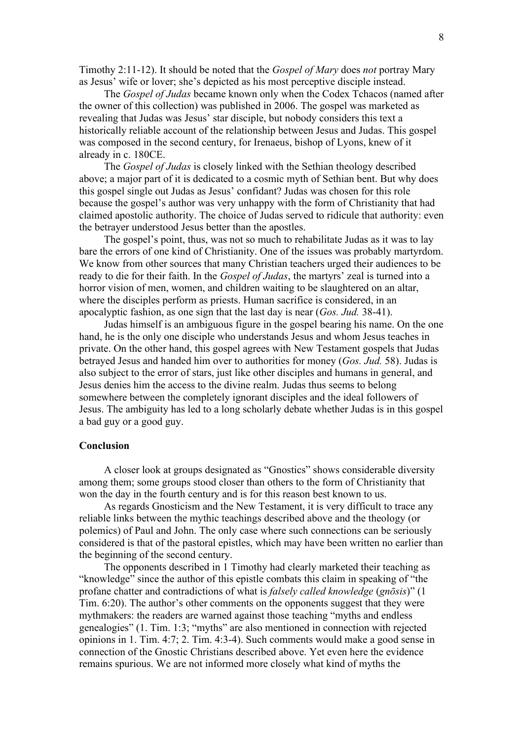Timothy 2:11-12). It should be noted that the *Gospel of Mary* does *not* portray Mary as Jesus' wife or lover; she's depicted as his most perceptive disciple instead.

The *Gospel of Judas* became known only when the Codex Tchacos (named after the owner of this collection) was published in 2006. The gospel was marketed as revealing that Judas was Jesus' star disciple, but nobody considers this text a historically reliable account of the relationship between Jesus and Judas. This gospel was composed in the second century, for Irenaeus, bishop of Lyons, knew of it already in c. 180CE.

The *Gospel of Judas* is closely linked with the Sethian theology described above; a major part of it is dedicated to a cosmic myth of Sethian bent. But why does this gospel single out Judas as Jesus' confidant? Judas was chosen for this role because the gospel's author was very unhappy with the form of Christianity that had claimed apostolic authority. The choice of Judas served to ridicule that authority: even the betrayer understood Jesus better than the apostles.

The gospel's point, thus, was not so much to rehabilitate Judas as it was to lay bare the errors of one kind of Christianity. One of the issues was probably martyrdom. We know from other sources that many Christian teachers urged their audiences to be ready to die for their faith. In the *Gospel of Judas*, the martyrs' zeal is turned into a horror vision of men, women, and children waiting to be slaughtered on an altar, where the disciples perform as priests. Human sacrifice is considered, in an apocalyptic fashion, as one sign that the last day is near (*Gos. Jud.* 38-41).

Judas himself is an ambiguous figure in the gospel bearing his name. On the one hand, he is the only one disciple who understands Jesus and whom Jesus teaches in private. On the other hand, this gospel agrees with New Testament gospels that Judas betrayed Jesus and handed him over to authorities for money (*Gos. Jud.* 58). Judas is also subject to the error of stars, just like other disciples and humans in general, and Jesus denies him the access to the divine realm. Judas thus seems to belong somewhere between the completely ignorant disciples and the ideal followers of Jesus. The ambiguity has led to a long scholarly debate whether Judas is in this gospel a bad guy or a good guy.

### Conclusion

A closer look at groups designated as "Gnostics" shows considerable diversity among them; some groups stood closer than others to the form of Christianity that won the day in the fourth century and is for this reason best known to us.

As regards Gnosticism and the New Testament, it is very difficult to trace any reliable links between the mythic teachings described above and the theology (or polemics) of Paul and John. The only case where such connections can be seriously considered is that of the pastoral epistles, which may have been written no earlier than the beginning of the second century.

The opponents described in 1 Timothy had clearly marketed their teaching as "knowledge" since the author of this epistle combats this claim in speaking of "the profane chatter and contradictions of what is *falsely called knowledge* (*gnōsis*)" (1 Tim. 6:20). The author's other comments on the opponents suggest that they were mythmakers: the readers are warned against those teaching "myths and endless genealogies" (1. Tim. 1:3; "myths" are also mentioned in connection with rejected opinions in 1. Tim. 4:7; 2. Tim. 4:3-4). Such comments would make a good sense in connection of the Gnostic Christians described above. Yet even here the evidence remains spurious. We are not informed more closely what kind of myths the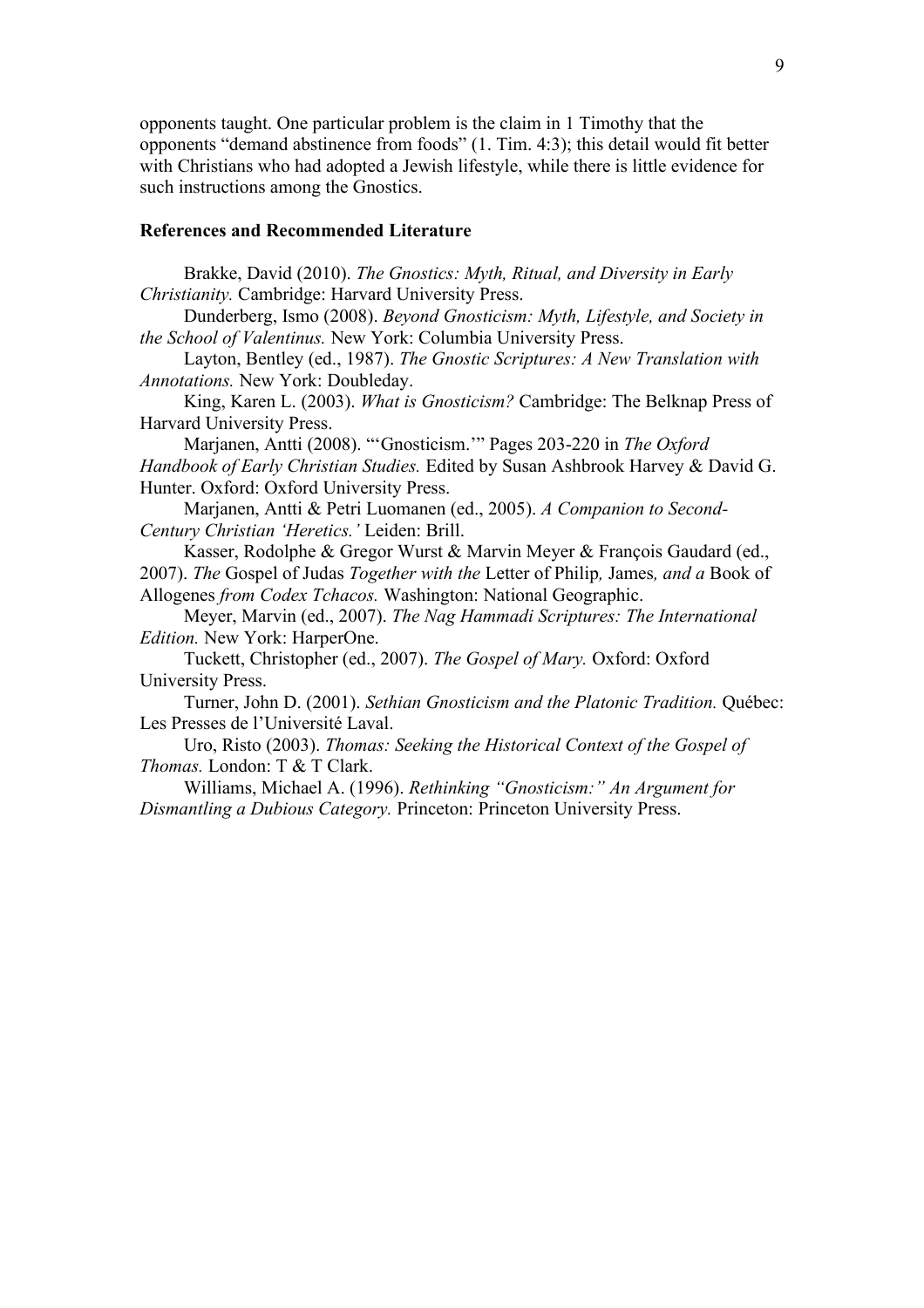opponents taught. One particular problem is the claim in 1 Timothy that the opponents "demand abstinence from foods" (1. Tim. 4:3); this detail would fit better with Christians who had adopted a Jewish lifestyle, while there is little evidence for such instructions among the Gnostics.

**References and Recommended Literature**

Brakke, David (2010). *The Gnostics: Myth, Ritual, and Diversity in Early Christianity.* Cambridge: Harvard University Press.

Dunderberg, Ismo (2008). *Beyond Gnosticism: Myth, Lifestyle, and Society in the School of Valentinus.* New York: Columbia University Press.

Layton, Bentley (ed., 1987). *The Gnostic Scriptures: A New Translation with Annotations.* New York: Doubleday.

King, Karen L. (2003). *What is Gnosticism?* Cambridge: The Belknap Press of Harvard University Press.

Marjanen, Antti (2008). "'Gnosticism.'" Pages 203-220 in *The Oxford Handbook of Early Christian Studies.* Edited by Susan Ashbrook Harvey & David G. Hunter. Oxford: Oxford University Press.

Marjanen, Antti & Petri Luomanen (ed., 2005). *A Companion to Second-Century Christian 'Heretics.'* Leiden: Brill.

Kasser, Rodolphe & Gregor Wurst & Marvin Meyer & François Gaudard (ed., 2007). *The* Gospel of Judas *Together with the* Letter of Philip*,* James*, and a* Book of Allogenes *from Codex Tchacos.* Washington: National Geographic.

Meyer, Marvin (ed., 2007). *The Nag Hammadi Scriptures: The International Edition.* New York: HarperOne.

Tuckett, Christopher (ed., 2007). *The Gospel of Mary.* Oxford: Oxford University Press.

Turner, John D. (2001). *Sethian Gnosticism and the Platonic Tradition.* Québec: Les Presses de l'Université Laval.

Uro, Risto (2003). *Thomas: Seeking the Historical Context of the Gospel of Thomas.* London: T & T Clark.

Williams, Michael A. (1996). *Rethinking "Gnosticism:" An Argument for Dismantling a Dubious Category.* Princeton: Princeton University Press.